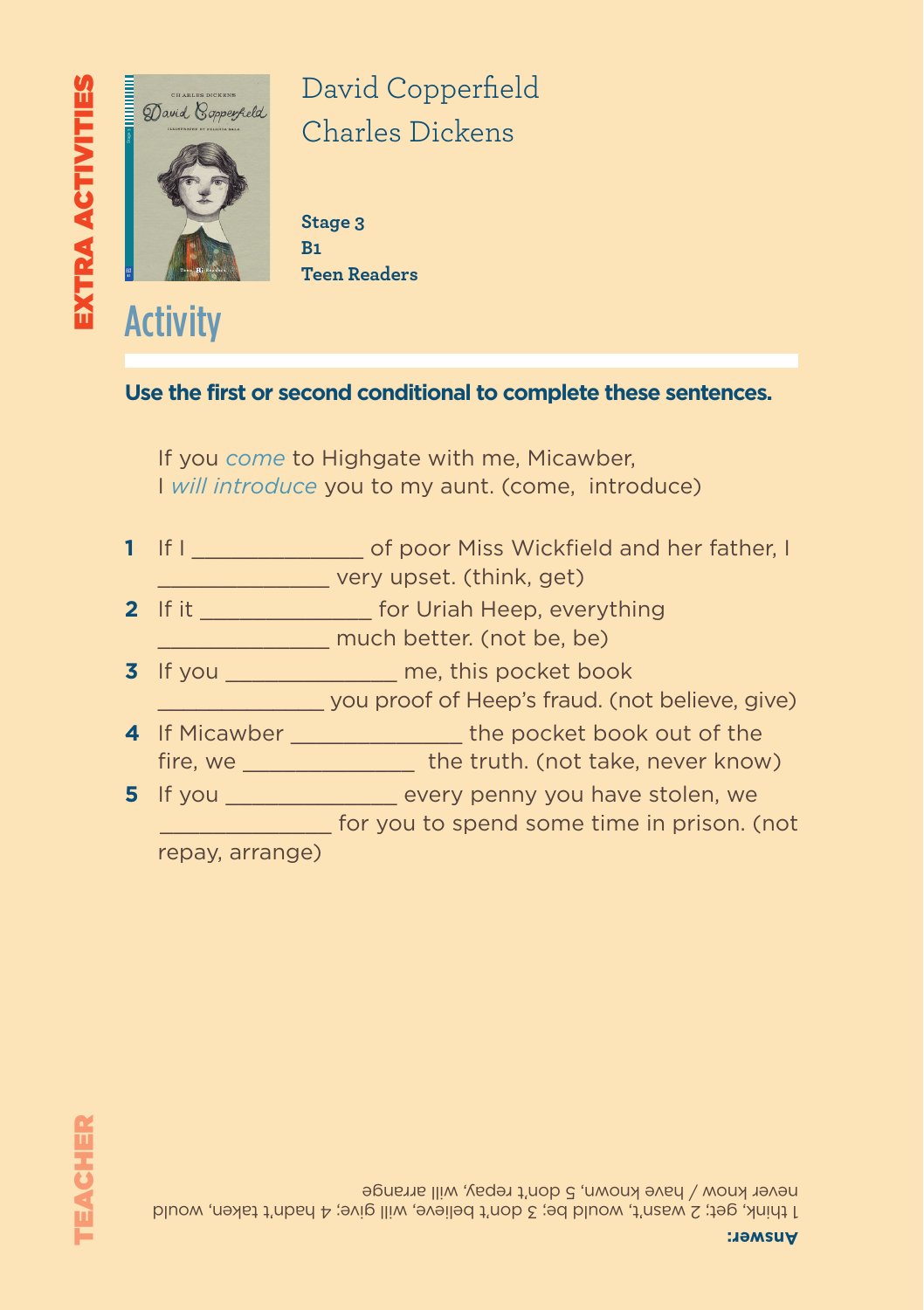EXTRA ACTIVITIES

# David Copperfield
## Charles Dickens

**Stage 3**
**B1**
**Teen Readers**

## Activity

**Use the first or second conditional to complete these sentences.**

If you *come* to Highgate with me, Micawber, I *will introduce* you to my aunt. (come, introduce)

1. If I ______________ of poor Miss Wickfield and her father, I ______________ very upset. (think, get)
2. If it ______________ for Uriah Heep, everything ______________ much better. (not be, be)
3. If you ______________ me, this pocket book ______________ you proof of Heep's fraud. (not believe, give)
4. If Micawber ______________ the pocket book out of the fire, we ______________ the truth. (not take, never know)
5. If you ______________ every penny you have stolen, we ______________ for you to spend some time in prison. (not repay, arrange)

TEACHER

**Answer:**
1 think, get; 2 wasn't, would be; 3 don't believe, will give; 4 hadn't taken, would never know / have known, 5 don't repay, will arrange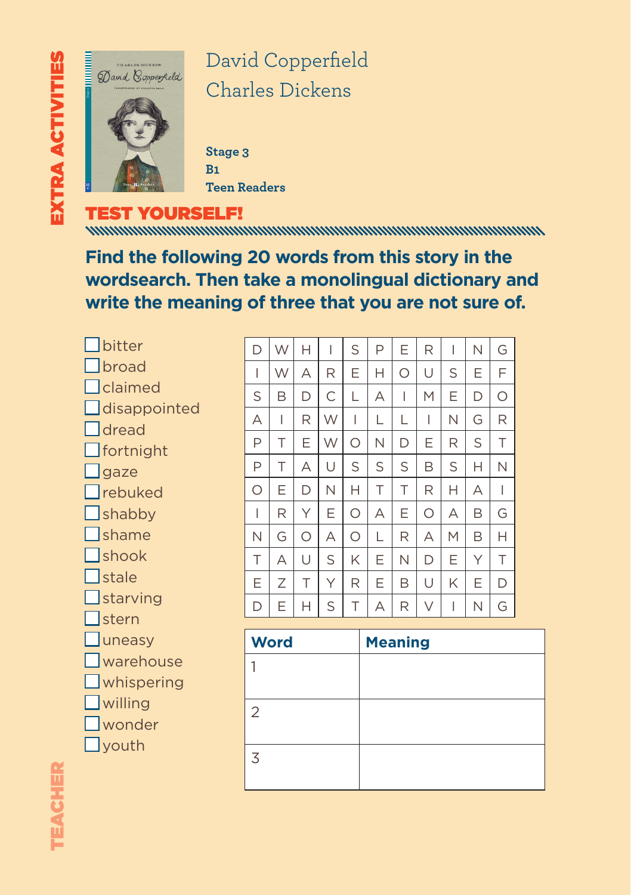EXTRA ACTIVITIES

# David Copperfield
## Charles Dickens

**Stage 3**
**B1**
**Teen Readers**

## TEST YOURSELF!

**Find the following 20 words from this story in the wordsearch. Then take a monolingual dictionary and write the meaning of three that you are not sure of.**

- ☐ bitter
- ☐ broad
- ☐ claimed
- ☐ disappointed
- ☐ dread
- ☐ fortnight
- ☐ gaze
- ☐ rebuked
- ☐ shabby
- ☐ shame
- ☐ shook
- ☐ stale
- ☐ starving
- ☐ stern
- ☐ uneasy
- ☐ warehouse
- ☐ whispering
- ☐ willing
- ☐ wonder
- ☐ youth

| | | | | | | | | | | |
|---|---|---|---|---|---|---|---|---|---|---|
| D | W | H | I | S | P | E | R | I | N | G |
| I | W | A | R | E | H | O | U | S | E | F |
| S | B | D | C | L | A | I | M | E | D | O |
| A | I | R | W | I | L | L | I | N | G | R |
| P | T | E | W | O | N | D | E | R | S | T |
| P | T | A | U | S | S | S | B | S | H | N |
| O | E | D | N | H | T | T | R | H | A | I |
| I | R | Y | E | O | A | E | O | A | B | G |
| N | G | O | A | O | L | R | A | M | B | H |
| T | A | U | S | K | E | N | D | E | Y | T |
| E | Z | T | Y | R | E | B | U | K | E | D |
| D | E | H | S | T | A | R | V | I | N | G |

| Word | Meaning |
|---|---|
| 1 | |
| 2 | |
| 3 | |

TEACHER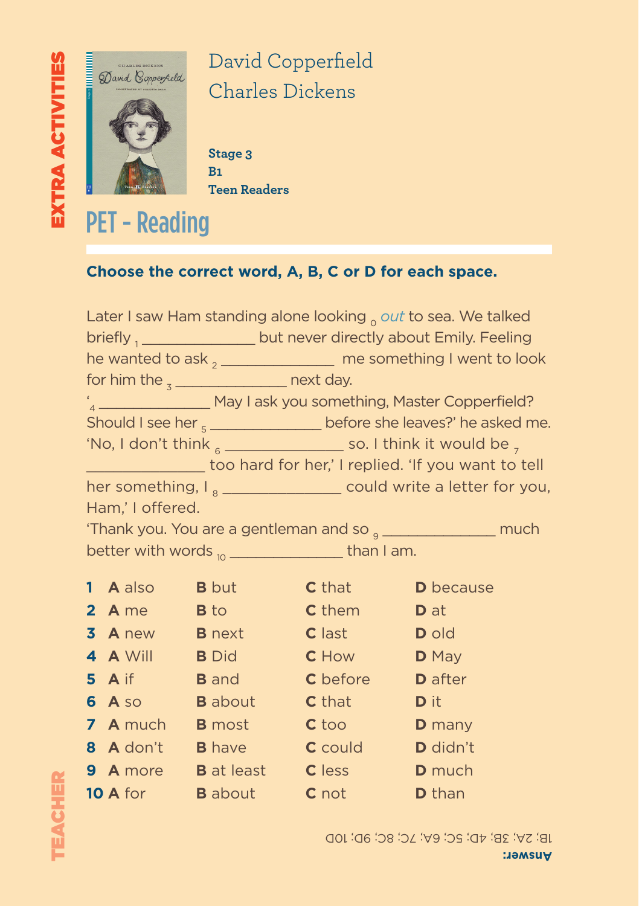EXTRA ACTIVITIES

# David Copperfield
# Charles Dickens

**Stage 3**
**B1**
**Teen Readers**

## PET - Reading

**Choose the correct word, A, B, C or D for each space.**

Later I saw Ham standing alone looking $_0$ *out* to sea. We talked briefly $_1$ ______________ but never directly about Emily. Feeling he wanted to ask $_2$ ______________ me something I went to look for him the $_3$ ______________ next day.

'$_4$ ______________ May I ask you something, Master Copperfield? Should I see her $_5$ ______________ before she leaves?' he asked me.

'No, I don't think $_6$ ______________ so. I think it would be $_7$ ______________ too hard for her,' I replied. 'If you want to tell her something, I $_8$ ______________ could write a letter for you, Ham,' I offered.

'Thank you. You are a gentleman and so $_9$ ______________ much better with words $_{10}$ ______________ than I am.

| | A | B | C | D |
|---|---|---|---|---|
| **1** | also | but | that | because |
| **2** | me | to | them | at |
| **3** | new | next | last | old |
| **4** | Will | Did | How | May |
| **5** | if | and | before | after |
| **6** | so | about | that | it |
| **7** | much | most | too | many |
| **8** | don't | have | could | didn't |
| **9** | more | at least | less | much |
| **10** | for | about | not | than |

**Answer:**
1B; 2A; 3B; 4D; 5C; 6A; 7C; 8C; 9D; 10D

TEACHER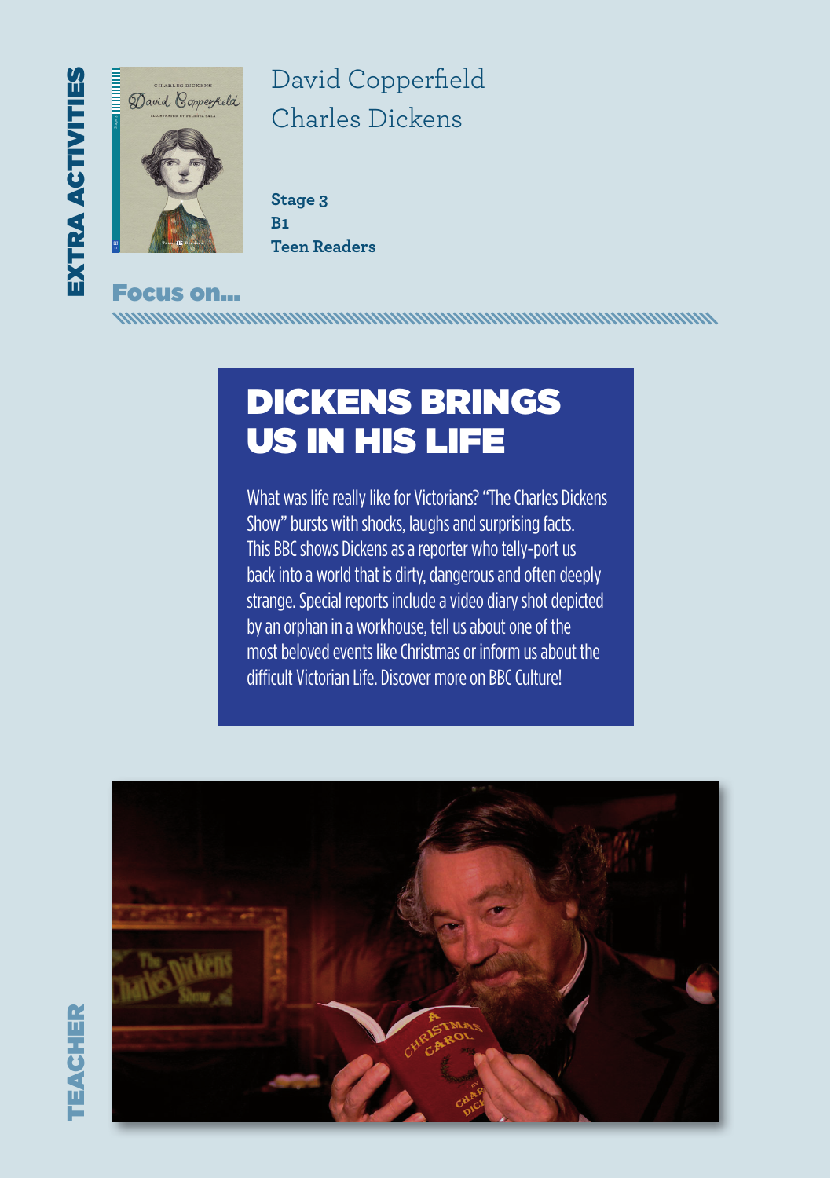# David Copperfield
## Charles Dickens

**Stage 3**
**B1**
**Teen Readers**

EXTRA ACTIVITIES

### Focus on...

## DICKENS BRINGS US IN HIS LIFE

What was life really like for Victorians? "The Charles Dickens Show" bursts with shocks, laughs and surprising facts. This BBC shows Dickens as a reporter who telly-port us back into a world that is dirty, dangerous and often deeply strange. Special reports include a video diary shot depicted by an orphan in a workhouse, tell us about one of the most beloved events like Christmas or inform us about the difficult Victorian Life. Discover more on BBC Culture!

TEACHER